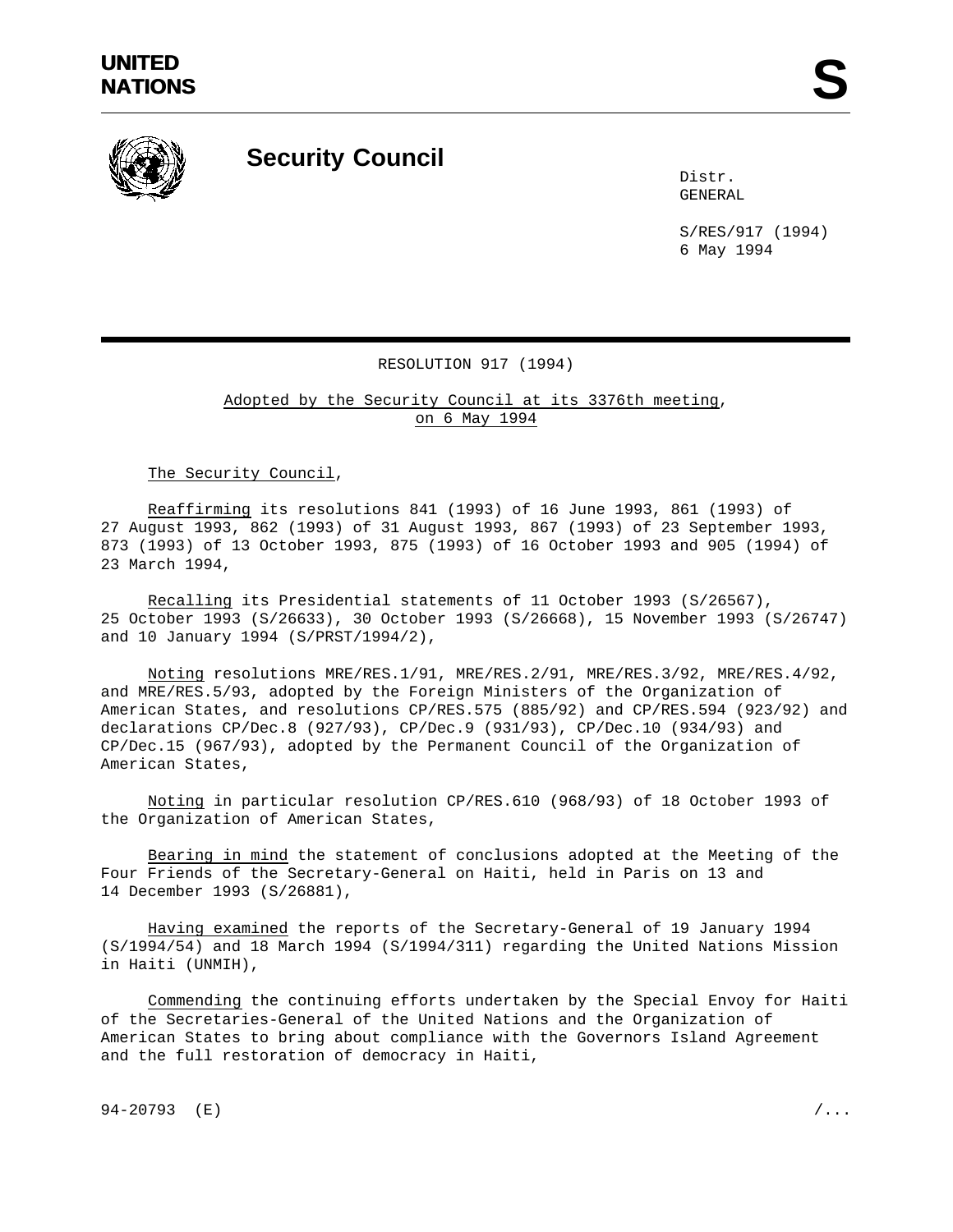UNITED NATIONS

# S

## Security Council

Distr.
GENERAL

S/RES/917 (1994)
6 May 1994

RESOLUTION 917 (1994)

Adopted by the Security Council at its 3376th meeting, on 6 May 1994

The Security Council,

*Reaffirming* its resolutions 841 (1993) of 16 June 1993, 861 (1993) of 27 August 1993, 862 (1993) of 31 August 1993, 867 (1993) of 23 September 1993, 873 (1993) of 13 October 1993, 875 (1993) of 16 October 1993 and 905 (1994) of 23 March 1994,

*Recalling* its Presidential statements of 11 October 1993 (S/26567), 25 October 1993 (S/26633), 30 October 1993 (S/26668), 15 November 1993 (S/26747) and 10 January 1994 (S/PRST/1994/2),

*Noting* resolutions MRE/RES.1/91, MRE/RES.2/91, MRE/RES.3/92, MRE/RES.4/92, and MRE/RES.5/93, adopted by the Foreign Ministers of the Organization of American States, and resolutions CP/RES.575 (885/92) and CP/RES.594 (923/92) and declarations CP/Dec.8 (927/93), CP/Dec.9 (931/93), CP/Dec.10 (934/93) and CP/Dec.15 (967/93), adopted by the Permanent Council of the Organization of American States,

*Noting* in particular resolution CP/RES.610 (968/93) of 18 October 1993 of the Organization of American States,

*Bearing in mind* the statement of conclusions adopted at the Meeting of the Four Friends of the Secretary-General on Haiti, held in Paris on 13 and 14 December 1993 (S/26881),

*Having examined* the reports of the Secretary-General of 19 January 1994 (S/1994/54) and 18 March 1994 (S/1994/311) regarding the United Nations Mission in Haiti (UNMIH),

*Commending* the continuing efforts undertaken by the Special Envoy for Haiti of the Secretaries-General of the United Nations and the Organization of American States to bring about compliance with the Governors Island Agreement and the full restoration of democracy in Haiti,

94-20793 (E)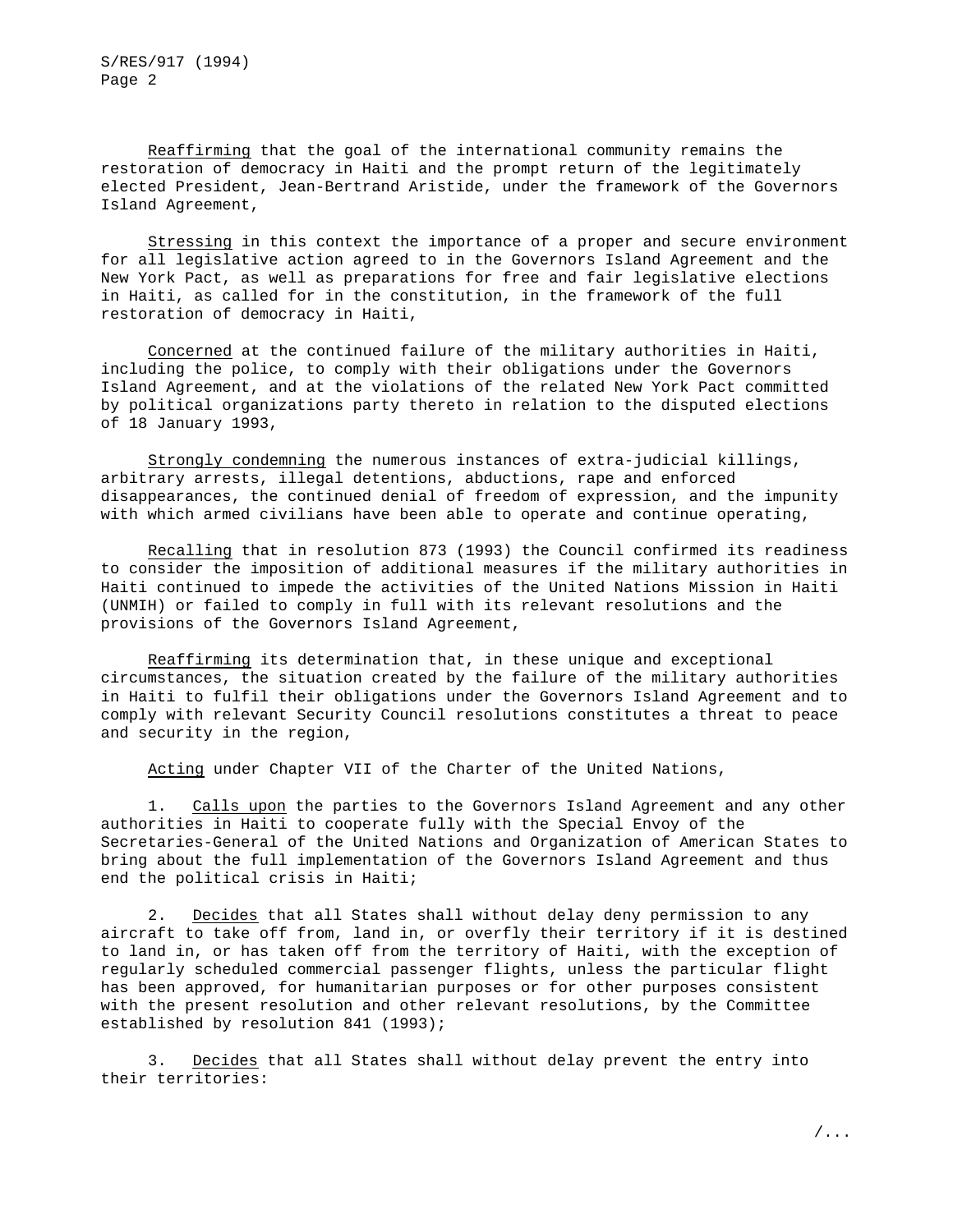*Reaffirming* that the goal of the international community remains the restoration of democracy in Haiti and the prompt return of the legitimately elected President, Jean-Bertrand Aristide, under the framework of the Governors Island Agreement,

*Stressing* in this context the importance of a proper and secure environment for all legislative action agreed to in the Governors Island Agreement and the New York Pact, as well as preparations for free and fair legislative elections in Haiti, as called for in the constitution, in the framework of the full restoration of democracy in Haiti,

*Concerned* at the continued failure of the military authorities in Haiti, including the police, to comply with their obligations under the Governors Island Agreement, and at the violations of the related New York Pact committed by political organizations party thereto in relation to the disputed elections of 18 January 1993,

*Strongly condemning* the numerous instances of extra-judicial killings, arbitrary arrests, illegal detentions, abductions, rape and enforced disappearances, the continued denial of freedom of expression, and the impunity with which armed civilians have been able to operate and continue operating,

*Recalling* that in resolution 873 (1993) the Council confirmed its readiness to consider the imposition of additional measures if the military authorities in Haiti continued to impede the activities of the United Nations Mission in Haiti (UNMIH) or failed to comply in full with its relevant resolutions and the provisions of the Governors Island Agreement,

*Reaffirming* its determination that, in these unique and exceptional circumstances, the situation created by the failure of the military authorities in Haiti to fulfil their obligations under the Governors Island Agreement and to comply with relevant Security Council resolutions constitutes a threat to peace and security in the region,

*Acting* under Chapter VII of the Charter of the United Nations,

1. *Calls upon* the parties to the Governors Island Agreement and any other authorities in Haiti to cooperate fully with the Special Envoy of the Secretaries-General of the United Nations and Organization of American States to bring about the full implementation of the Governors Island Agreement and thus end the political crisis in Haiti;

2. *Decides* that all States shall without delay deny permission to any aircraft to take off from, land in, or overfly their territory if it is destined to land in, or has taken off from the territory of Haiti, with the exception of regularly scheduled commercial passenger flights, unless the particular flight has been approved, for humanitarian purposes or for other purposes consistent with the present resolution and other relevant resolutions, by the Committee established by resolution 841 (1993);

3. *Decides* that all States shall without delay prevent the entry into their territories: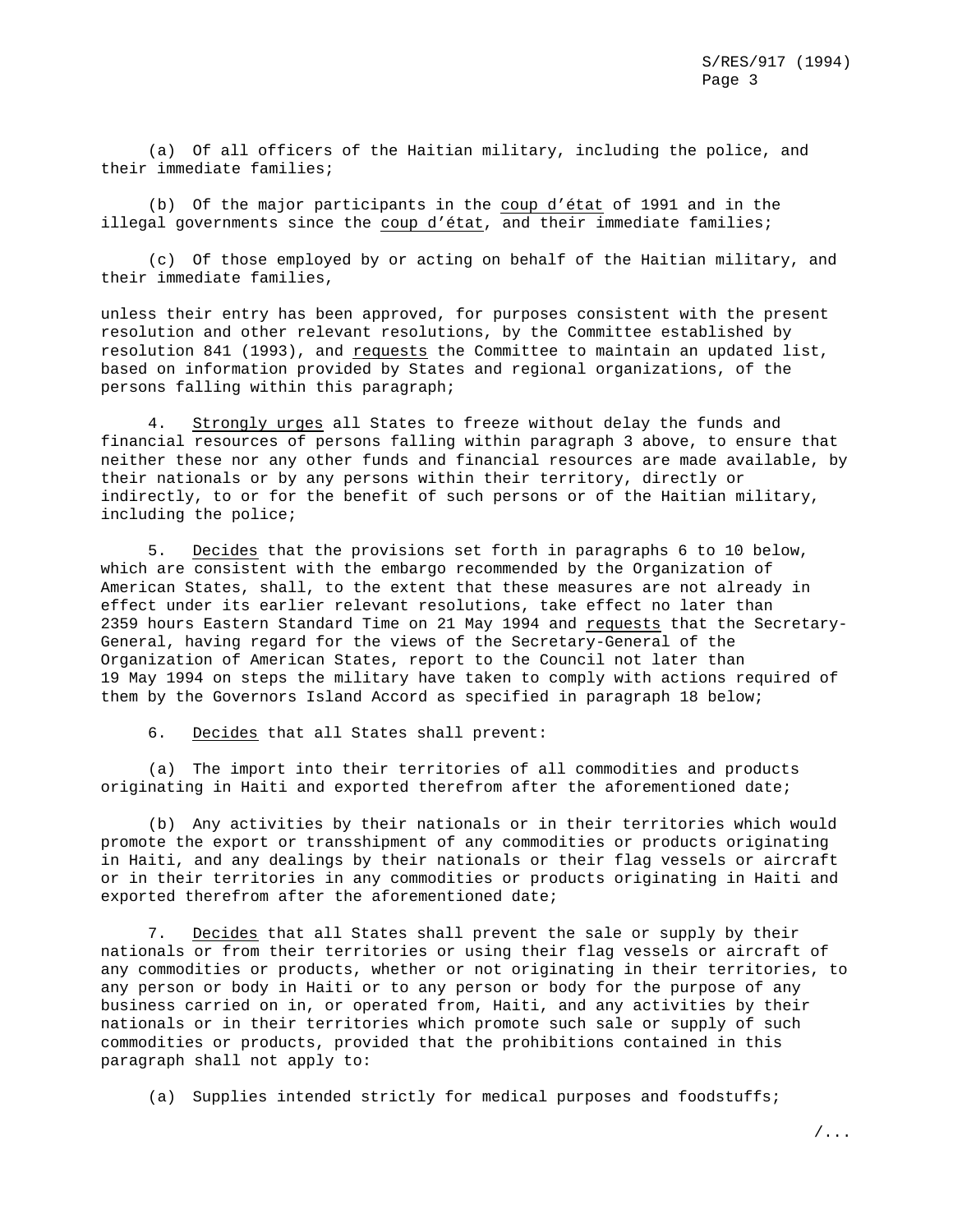(a) Of all officers of the Haitian military, including the police, and their immediate families;

(b) Of the major participants in the *coup d'état* of 1991 and in the illegal governments since the *coup d'état*, and their immediate families;

(c) Of those employed by or acting on behalf of the Haitian military, and their immediate families,

unless their entry has been approved, for purposes consistent with the present resolution and other relevant resolutions, by the Committee established by resolution 841 (1993), and *requests* the Committee to maintain an updated list, based on information provided by States and regional organizations, of the persons falling within this paragraph;

4. *Strongly urges* all States to freeze without delay the funds and financial resources of persons falling within paragraph 3 above, to ensure that neither these nor any other funds and financial resources are made available, by their nationals or by any persons within their territory, directly or indirectly, to or for the benefit of such persons or of the Haitian military, including the police;

5. *Decides* that the provisions set forth in paragraphs 6 to 10 below, which are consistent with the embargo recommended by the Organization of American States, shall, to the extent that these measures are not already in effect under its earlier relevant resolutions, take effect no later than 2359 hours Eastern Standard Time on 21 May 1994 and *requests* that the Secretary-General, having regard for the views of the Secretary-General of the Organization of American States, report to the Council not later than 19 May 1994 on steps the military have taken to comply with actions required of them by the Governors Island Accord as specified in paragraph 18 below;

6. *Decides* that all States shall prevent:

(a) The import into their territories of all commodities and products originating in Haiti and exported therefrom after the aforementioned date;

(b) Any activities by their nationals or in their territories which would promote the export or transshipment of any commodities or products originating in Haiti, and any dealings by their nationals or their flag vessels or aircraft or in their territories in any commodities or products originating in Haiti and exported therefrom after the aforementioned date;

7. *Decides* that all States shall prevent the sale or supply by their nationals or from their territories or using their flag vessels or aircraft of any commodities or products, whether or not originating in their territories, to any person or body in Haiti or to any person or body for the purpose of any business carried on in, or operated from, Haiti, and any activities by their nationals or in their territories which promote such sale or supply of such commodities or products, provided that the prohibitions contained in this paragraph shall not apply to:

(a) Supplies intended strictly for medical purposes and foodstuffs;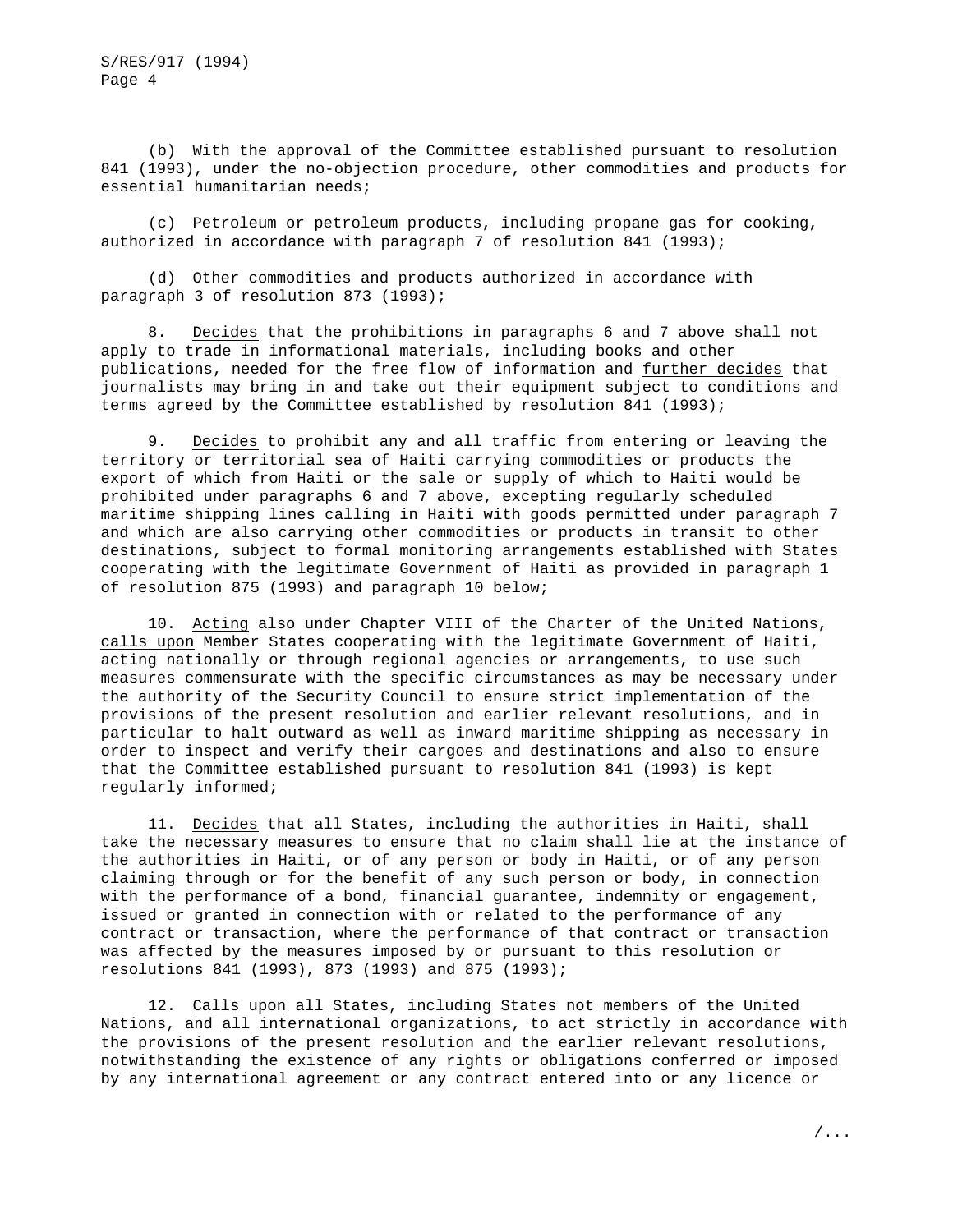(b) With the approval of the Committee established pursuant to resolution 841 (1993), under the no-objection procedure, other commodities and products for essential humanitarian needs;

(c) Petroleum or petroleum products, including propane gas for cooking, authorized in accordance with paragraph 7 of resolution 841 (1993);

(d) Other commodities and products authorized in accordance with paragraph 3 of resolution 873 (1993);

8. _Decides_ that the prohibitions in paragraphs 6 and 7 above shall not apply to trade in informational materials, including books and other publications, needed for the free flow of information and _further decides_ that journalists may bring in and take out their equipment subject to conditions and terms agreed by the Committee established by resolution 841 (1993);

9. _Decides_ to prohibit any and all traffic from entering or leaving the territory or territorial sea of Haiti carrying commodities or products the export of which from Haiti or the sale or supply of which to Haiti would be prohibited under paragraphs 6 and 7 above, excepting regularly scheduled maritime shipping lines calling in Haiti with goods permitted under paragraph 7 and which are also carrying other commodities or products in transit to other destinations, subject to formal monitoring arrangements established with States cooperating with the legitimate Government of Haiti as provided in paragraph 1 of resolution 875 (1993) and paragraph 10 below;

10. _Acting_ also under Chapter VIII of the Charter of the United Nations, _calls upon_ Member States cooperating with the legitimate Government of Haiti, acting nationally or through regional agencies or arrangements, to use such measures commensurate with the specific circumstances as may be necessary under the authority of the Security Council to ensure strict implementation of the provisions of the present resolution and earlier relevant resolutions, and in particular to halt outward as well as inward maritime shipping as necessary in order to inspect and verify their cargoes and destinations and also to ensure that the Committee established pursuant to resolution 841 (1993) is kept regularly informed;

11. _Decides_ that all States, including the authorities in Haiti, shall take the necessary measures to ensure that no claim shall lie at the instance of the authorities in Haiti, or of any person or body in Haiti, or of any person claiming through or for the benefit of any such person or body, in connection with the performance of a bond, financial guarantee, indemnity or engagement, issued or granted in connection with or related to the performance of any contract or transaction, where the performance of that contract or transaction was affected by the measures imposed by or pursuant to this resolution or resolutions 841 (1993), 873 (1993) and 875 (1993);

12. _Calls upon_ all States, including States not members of the United Nations, and all international organizations, to act strictly in accordance with the provisions of the present resolution and the earlier relevant resolutions, notwithstanding the existence of any rights or obligations conferred or imposed by any international agreement or any contract entered into or any licence or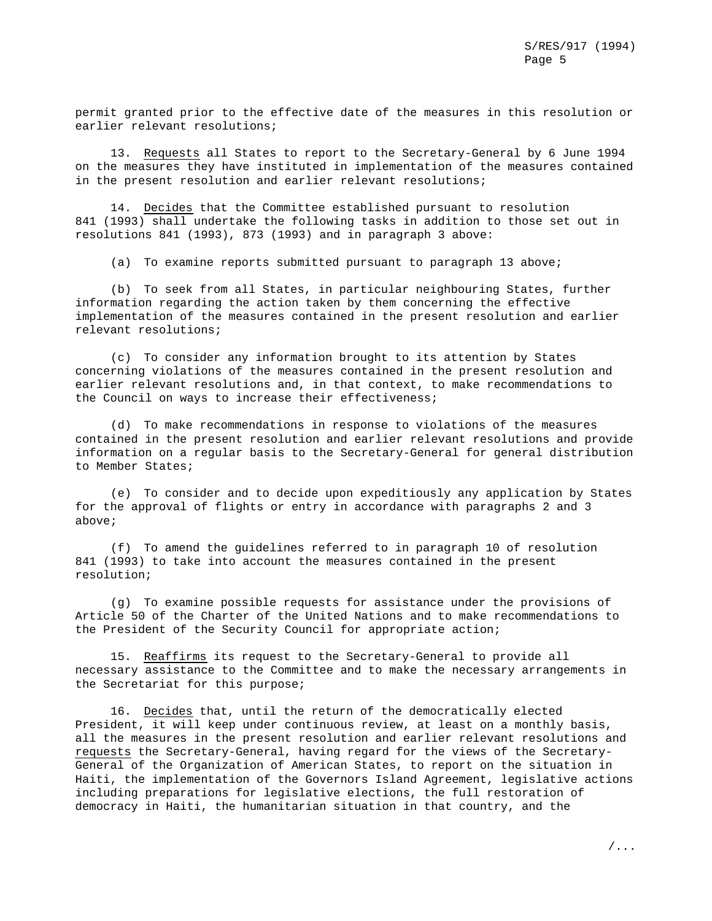permit granted prior to the effective date of the measures in this resolution or earlier relevant resolutions;

13. Requests all States to report to the Secretary-General by 6 June 1994 on the measures they have instituted in implementation of the measures contained in the present resolution and earlier relevant resolutions;

14. Decides that the Committee established pursuant to resolution 841 (1993) shall undertake the following tasks in addition to those set out in resolutions 841 (1993), 873 (1993) and in paragraph 3 above:

(a) To examine reports submitted pursuant to paragraph 13 above;

(b) To seek from all States, in particular neighbouring States, further information regarding the action taken by them concerning the effective implementation of the measures contained in the present resolution and earlier relevant resolutions;

(c) To consider any information brought to its attention by States concerning violations of the measures contained in the present resolution and earlier relevant resolutions and, in that context, to make recommendations to the Council on ways to increase their effectiveness;

(d) To make recommendations in response to violations of the measures contained in the present resolution and earlier relevant resolutions and provide information on a regular basis to the Secretary-General for general distribution to Member States;

(e) To consider and to decide upon expeditiously any application by States for the approval of flights or entry in accordance with paragraphs 2 and 3 above;

(f) To amend the guidelines referred to in paragraph 10 of resolution 841 (1993) to take into account the measures contained in the present resolution;

(g) To examine possible requests for assistance under the provisions of Article 50 of the Charter of the United Nations and to make recommendations to the President of the Security Council for appropriate action;

15. Reaffirms its request to the Secretary-General to provide all necessary assistance to the Committee and to make the necessary arrangements in the Secretariat for this purpose;

16. Decides that, until the return of the democratically elected President, it will keep under continuous review, at least on a monthly basis, all the measures in the present resolution and earlier relevant resolutions and requests the Secretary-General, having regard for the views of the Secretary-General of the Organization of American States, to report on the situation in Haiti, the implementation of the Governors Island Agreement, legislative actions including preparations for legislative elections, the full restoration of democracy in Haiti, the humanitarian situation in that country, and the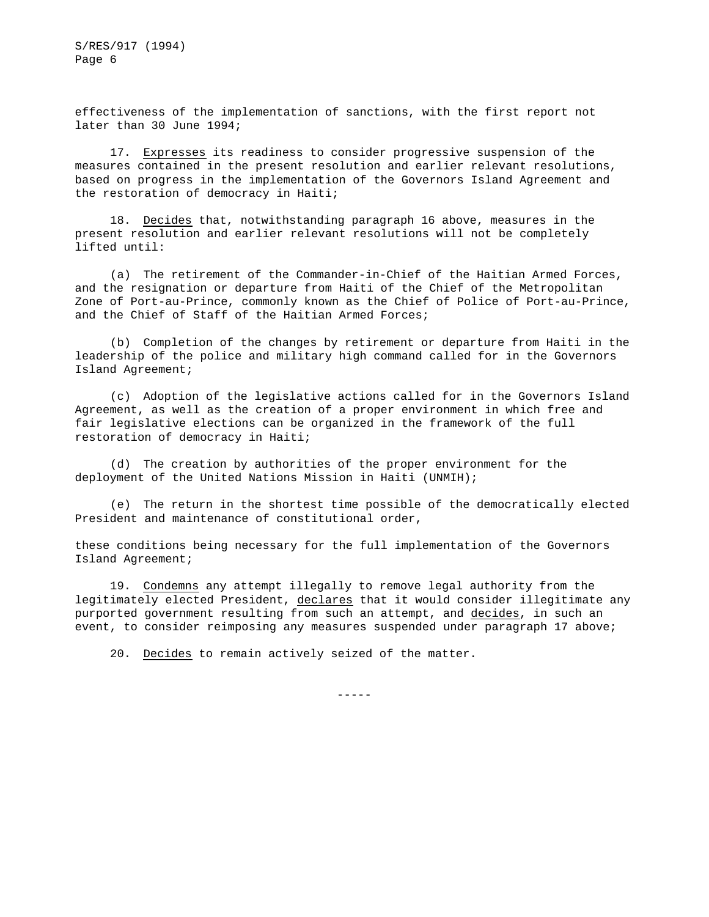effectiveness of the implementation of sanctions, with the first report not later than 30 June 1994;

17. _Expresses_ its readiness to consider progressive suspension of the measures contained in the present resolution and earlier relevant resolutions, based on progress in the implementation of the Governors Island Agreement and the restoration of democracy in Haiti;

18. _Decides_ that, notwithstanding paragraph 16 above, measures in the present resolution and earlier relevant resolutions will not be completely lifted until:

(a) The retirement of the Commander-in-Chief of the Haitian Armed Forces, and the resignation or departure from Haiti of the Chief of the Metropolitan Zone of Port-au-Prince, commonly known as the Chief of Police of Port-au-Prince, and the Chief of Staff of the Haitian Armed Forces;

(b) Completion of the changes by retirement or departure from Haiti in the leadership of the police and military high command called for in the Governors Island Agreement;

(c) Adoption of the legislative actions called for in the Governors Island Agreement, as well as the creation of a proper environment in which free and fair legislative elections can be organized in the framework of the full restoration of democracy in Haiti;

(d) The creation by authorities of the proper environment for the deployment of the United Nations Mission in Haiti (UNMIH);

(e) The return in the shortest time possible of the democratically elected President and maintenance of constitutional order,

these conditions being necessary for the full implementation of the Governors Island Agreement;

19. _Condemns_ any attempt illegally to remove legal authority from the legitimately elected President, _declares_ that it would consider illegitimate any purported government resulting from such an attempt, and _decides_, in such an event, to consider reimposing any measures suspended under paragraph 17 above;

20. _Decides_ to remain actively seized of the matter.

-----